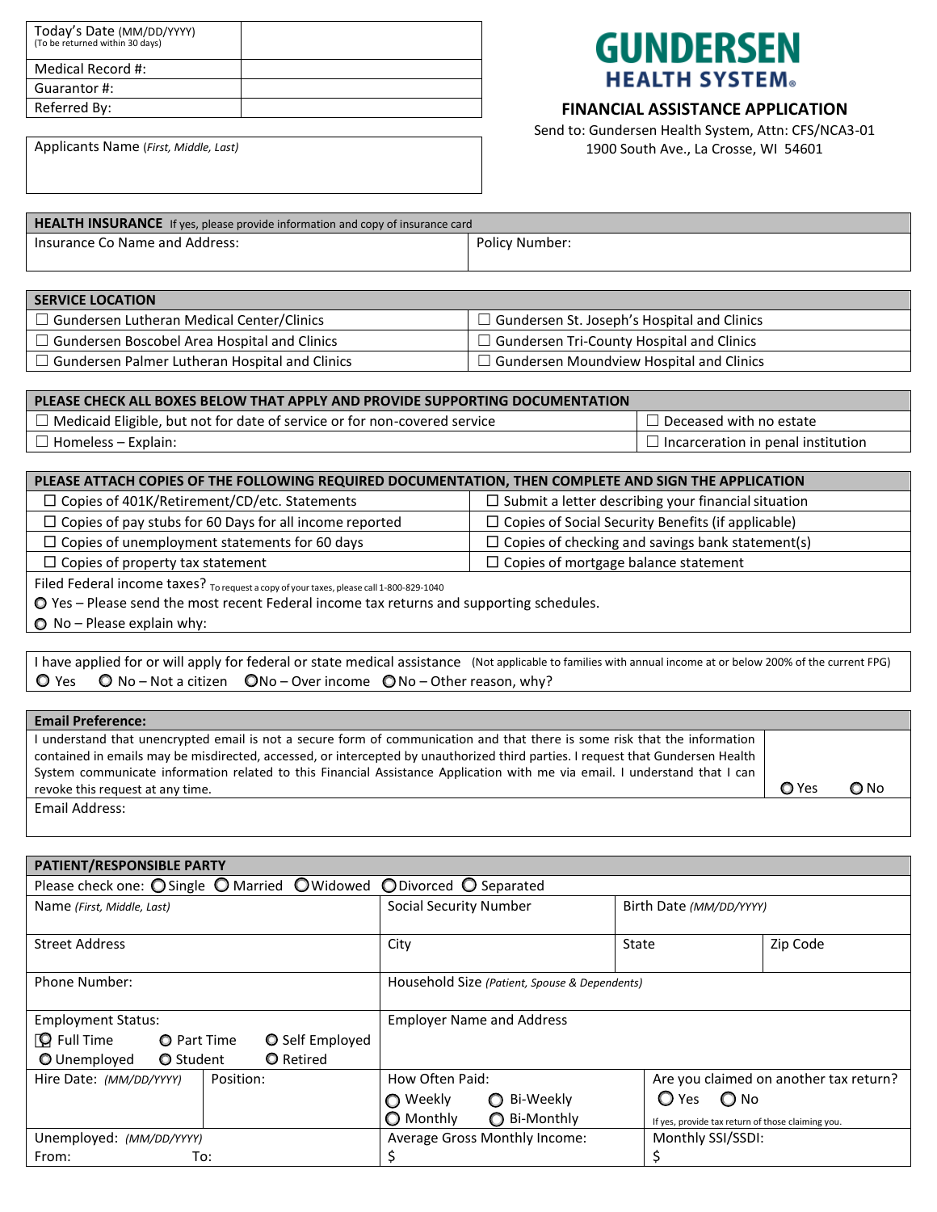| Today's Date (MM/DD/YYYY) (To be returned within 30 days) | |
|---|---|
| Medical Record #: | |
| Guarantor #: | |
| Referred By: | |

**GUNDERSEN HEALTH SYSTEM®**

## FINANCIAL ASSISTANCE APPLICATION

Send to: Gundersen Health System, Attn: CFS/NCA3-01
1900 South Ave., La Crosse, WI 54601

Applicants Name (*First, Middle, Last*)

| **HEALTH INSURANCE** If yes, please provide information and copy of insurance card | |
|---|---|
| Insurance Co Name and Address: | Policy Number: |

| **SERVICE LOCATION** | |
|---|---|
| ☐ Gundersen Lutheran Medical Center/Clinics | ☐ Gundersen St. Joseph's Hospital and Clinics |
| ☐ Gundersen Boscobel Area Hospital and Clinics | ☐ Gundersen Tri-County Hospital and Clinics |
| ☐ Gundersen Palmer Lutheran Hospital and Clinics | ☐ Gundersen Moundview Hospital and Clinics |

| **PLEASE CHECK ALL BOXES BELOW THAT APPLY AND PROVIDE SUPPORTING DOCUMENTATION** | |
|---|---|
| ☐ Medicaid Eligible, but not for date of service or for non-covered service | ☐ Deceased with no estate |
| ☐ Homeless – Explain: | ☐ Incarceration in penal institution |

| **PLEASE ATTACH COPIES OF THE FOLLOWING REQUIRED DOCUMENTATION, THEN COMPLETE AND SIGN THE APPLICATION** | |
|---|---|
| ☐ Copies of 401K/Retirement/CD/etc. Statements | ☐ Submit a letter describing your financial situation |
| ☐ Copies of pay stubs for 60 Days for all income reported | ☐ Copies of Social Security Benefits (if applicable) |
| ☐ Copies of unemployment statements for 60 days | ☐ Copies of checking and savings bank statement(s) |
| ☐ Copies of property tax statement | ☐ Copies of mortgage balance statement |

Filed Federal income taxes? To request a copy of your taxes, please call 1-800-829-1040

○ Yes – Please send the most recent Federal income tax returns and supporting schedules.

○ No – Please explain why:

I have applied for or will apply for federal or state medical assistance (Not applicable to families with annual income at or below 200% of the current FPG)

○ Yes ○ No – Not a citizen ○ No – Over income ○ No – Other reason, why?

| **Email Preference:** | |
|---|---|
| I understand that unencrypted email is not a secure form of communication and that there is some risk that the information contained in emails may be misdirected, accessed, or intercepted by unauthorized third parties. I request that Gundersen Health System communicate information related to this Financial Assistance Application with me via email. I understand that I can revoke this request at any time. | ○ Yes ○ No |
| Email Address: | |

| **PATIENT/RESPONSIBLE PARTY** | | | | |
|---|---|---|---|---|
| Please check one: ○ Single ○ Married ○ Widowed ○ Divorced ○ Separated | | | | |
| Name (*First, Middle, Last*) | | Social Security Number | Birth Date (*MM/DD/YYYY*) | |
| Street Address | | City | State | Zip Code |
| Phone Number: | | Household Size (*Patient, Spouse & Dependents*) | | |
| Employment Status: ○ Full Time ○ Part Time ○ Self Employed ○ Unemployed ○ Student ○ Retired | | Employer Name and Address | | |
| Hire Date: (*MM/DD/YYYY*) | Position: | How Often Paid: ○ Weekly ○ Bi-Weekly ○ Monthly ○ Bi-Monthly | Are you claimed on another tax return? ○ Yes ○ No If yes, provide tax return of those claiming you. | |
| Unemployed: (*MM/DD/YYYY*) From: To: | | Average Gross Monthly Income: $ | Monthly SSI/SSDI: $ | |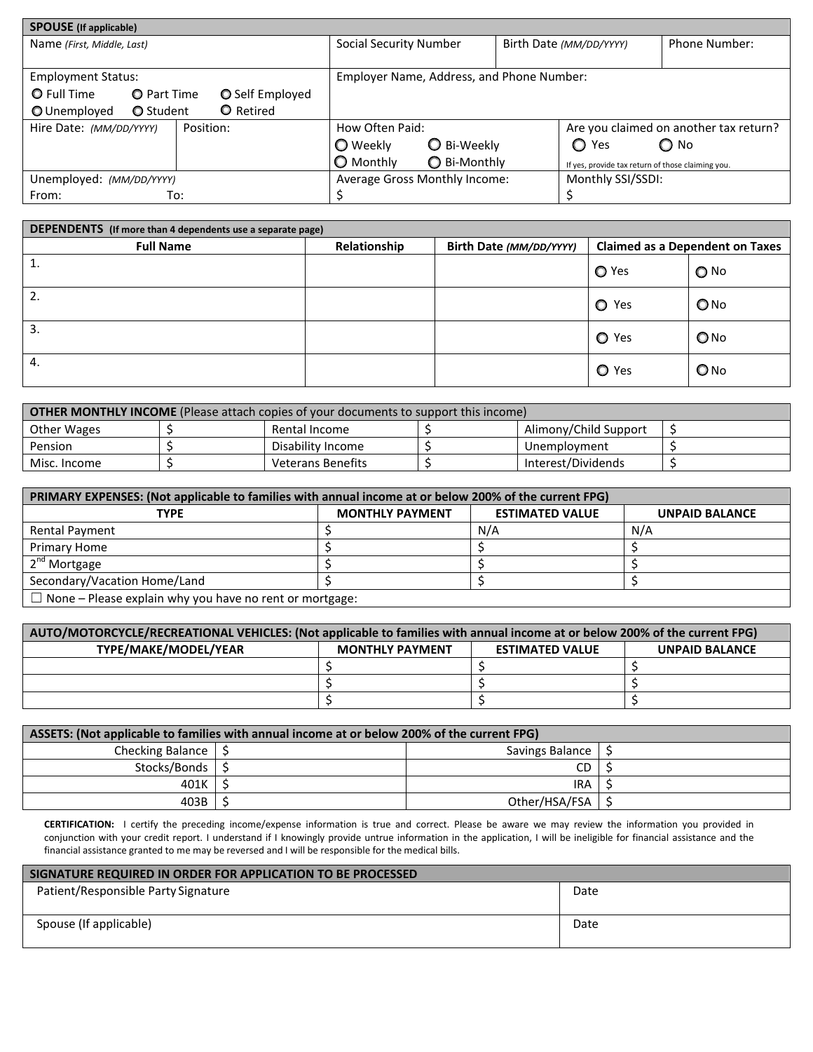| **SPOUSE** (If applicable) | | | | |
|---|---|---|---|---|
| Name *(First, Middle, Last)* | | Social Security Number | Birth Date *(MM/DD/YYYY)* | Phone Number: |
| Employment Status: ○ Full Time ○ Part Time ○ Self Employed ○ Unemployed ○ Student ○ Retired | | Employer Name, Address, and Phone Number: | | |
| Hire Date: *(MM/DD/YYYY)* | Position: | How Often Paid: ○ Weekly ○ Bi-Weekly ○ Monthly ○ Bi-Monthly | Are you claimed on another tax return? ○ Yes ○ No If yes, provide tax return of those claiming you. | |
| Unemployed: *(MM/DD/YYYY)* From: To: | | Average Gross Monthly Income: $ | Monthly SSI/SSDI: $ | |

**DEPENDENTS** (If more than 4 dependents use a separate page)

| Full Name | Relationship | Birth Date *(MM/DD/YYYY)* | Claimed as a Dependent on Taxes | |
|---|---|---|---|---|
| 1. | | | ○ Yes | ○ No |
| 2. | | | ○ Yes | ○ No |
| 3. | | | ○ Yes | ○ No |
| 4. | | | ○ Yes | ○ No |

**OTHER MONTHLY INCOME** (Please attach copies of your documents to support this income)

| | | | | | |
|---|---|---|---|---|---|
| Other Wages | $ | Rental Income | $ | Alimony/Child Support | $ |
| Pension | $ | Disability Income | $ | Unemployment | $ |
| Misc. Income | $ | Veterans Benefits | $ | Interest/Dividends | $ |

**PRIMARY EXPENSES: (Not applicable to families with annual income at or below 200% of the current FPG)**

| TYPE | MONTHLY PAYMENT | ESTIMATED VALUE | UNPAID BALANCE |
|---|---|---|---|
| Rental Payment | $ | N/A | N/A |
| Primary Home | $ | $ | $ |
| 2nd Mortgage | $ | $ | $ |
| Secondary/Vacation Home/Land | $ | $ | $ |
| ☐ None – Please explain why you have no rent or mortgage: | | | |

**AUTO/MOTORCYCLE/RECREATIONAL VEHICLES: (Not applicable to families with annual income at or below 200% of the current FPG)**

| TYPE/MAKE/MODEL/YEAR | MONTHLY PAYMENT | ESTIMATED VALUE | UNPAID BALANCE |
|---|---|---|---|
| | $ | $ | $ |
| | $ | $ | $ |
| | $ | $ | $ |

**ASSETS: (Not applicable to families with annual income at or below 200% of the current FPG)**

| | | | |
|---|---|---|---|
| Checking Balance | $ | Savings Balance | $ |
| Stocks/Bonds | $ | CD | $ |
| 401K | $ | IRA | $ |
| 403B | $ | Other/HSA/FSA | $ |

**CERTIFICATION:** I certify the preceding income/expense information is true and correct. Please be aware we may review the information you provided in conjunction with your credit report. I understand if I knowingly provide untrue information in the application, I will be ineligible for financial assistance and the financial assistance granted to me may be reversed and I will be responsible for the medical bills.

| **SIGNATURE REQUIRED IN ORDER FOR APPLICATION TO BE PROCESSED** | |
|---|---|
| Patient/Responsible Party Signature | Date |
| Spouse (If applicable) | Date |